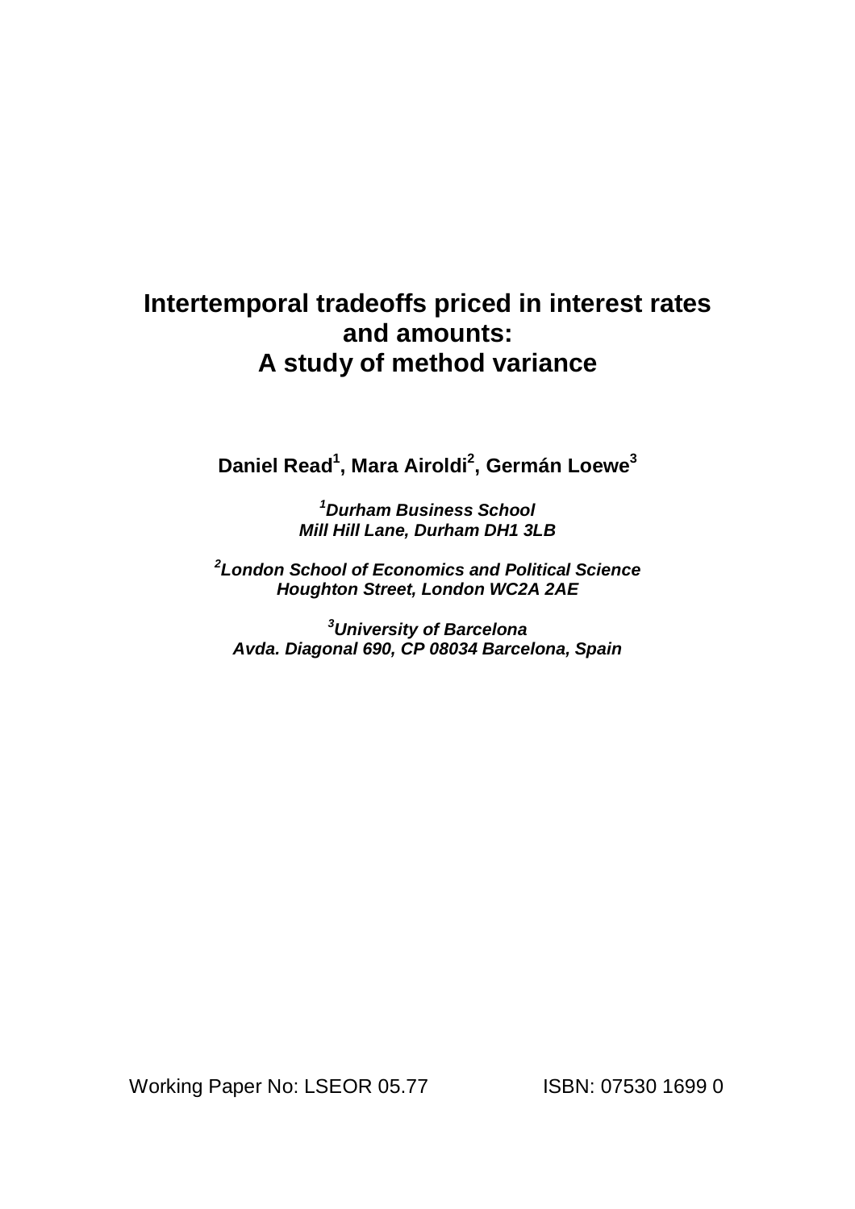# Intertemporal tradeoffs priced in interest rates and amounts: A study of method variance

**Daniel Read[1], Mara Airoldi[2], Germán Loewe[3]**

***[1]Durham Business School***
***Mill Hill Lane, Durham DH1 3LB***

***[2]London School of Economics and Political Science***
***Houghton Street, London WC2A 2AE***

***[3]University of Barcelona***
***Avda. Diagonal 690, CP 08034 Barcelona, Spain***

Working Paper No: LSEOR 05.77 ISBN: 07530 1699 0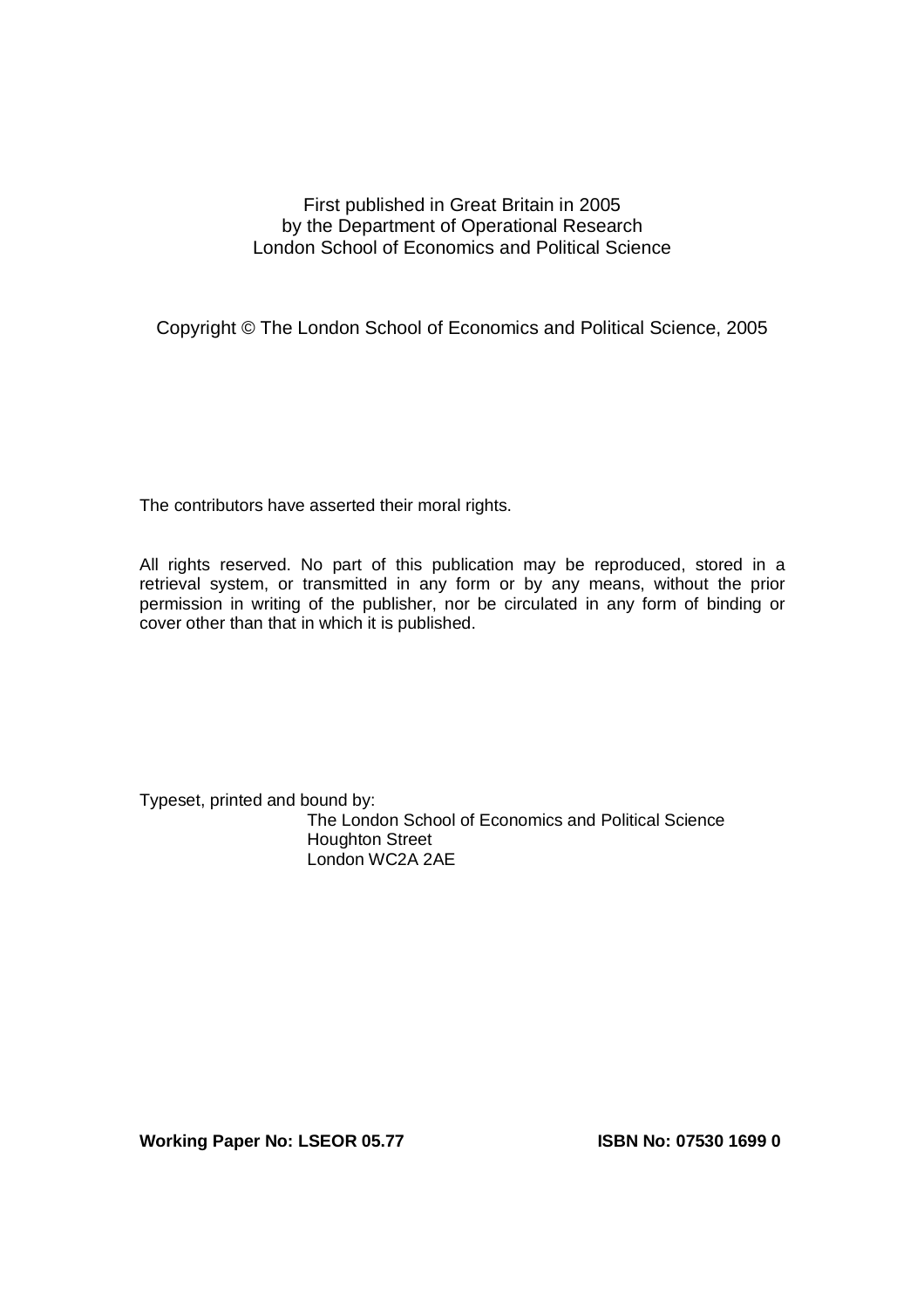First published in Great Britain in 2005
by the Department of Operational Research
London School of Economics and Political Science

Copyright © The London School of Economics and Political Science, 2005

The contributors have asserted their moral rights.

All rights reserved. No part of this publication may be reproduced, stored in a retrieval system, or transmitted in any form or by any means, without the prior permission in writing of the publisher, nor be circulated in any form of binding or cover other than that in which it is published.

Typeset, printed and bound by:

The London School of Economics and Political Science
Houghton Street
London WC2A 2AE

**Working Paper No: LSEOR 05.77** **ISBN No: 07530 1699 0**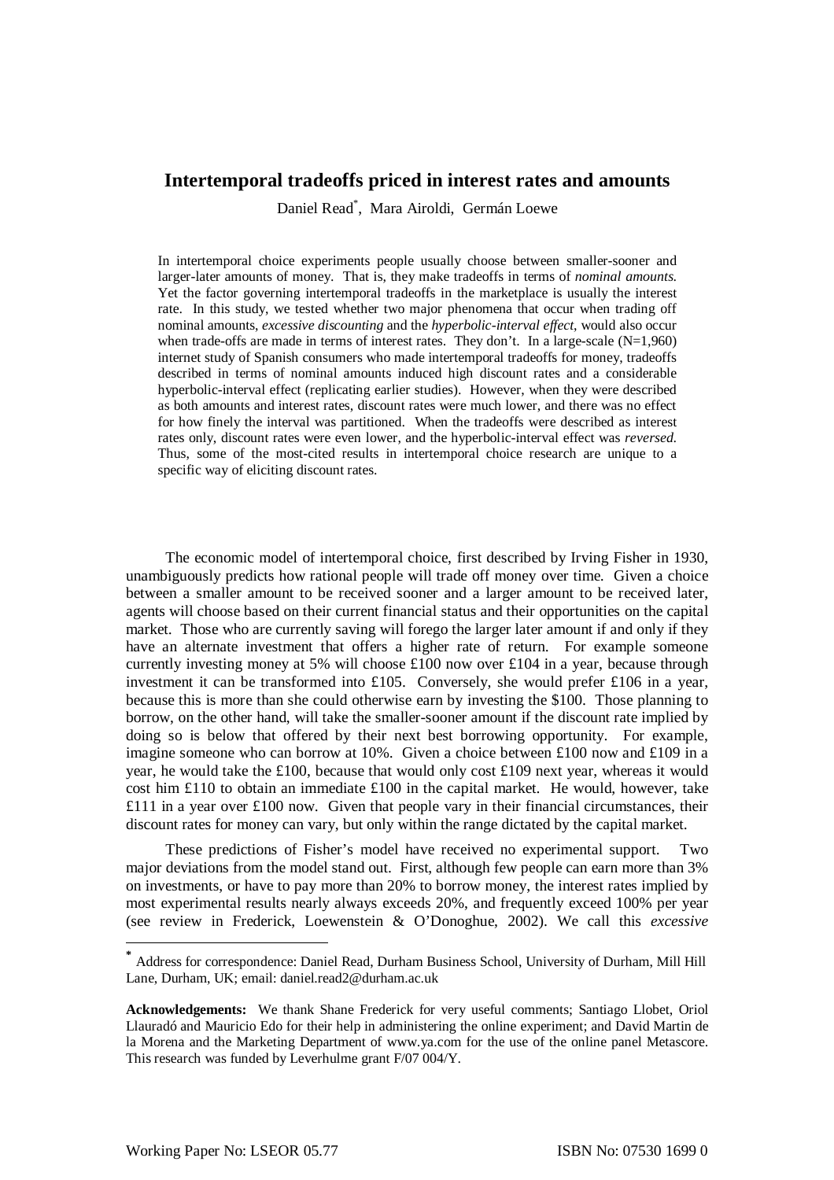# Intertemporal tradeoffs priced in interest rates and amounts

Daniel Read[*], Mara Airoldi, Germán Loewe

In intertemporal choice experiments people usually choose between smaller-sooner and larger-later amounts of money. That is, they make tradeoffs in terms of *nominal amounts*. Yet the factor governing intertemporal tradeoffs in the marketplace is usually the interest rate. In this study, we tested whether two major phenomena that occur when trading off nominal amounts, *excessive discounting* and the *hyperbolic-interval effect*, would also occur when trade-offs are made in terms of interest rates. They don't. In a large-scale (N=1,960) internet study of Spanish consumers who made intertemporal tradeoffs for money, tradeoffs described in terms of nominal amounts induced high discount rates and a considerable hyperbolic-interval effect (replicating earlier studies). However, when they were described as both amounts and interest rates, discount rates were much lower, and there was no effect for how finely the interval was partitioned. When the tradeoffs were described as interest rates only, discount rates were even lower, and the hyperbolic-interval effect was *reversed*. Thus, some of the most-cited results in intertemporal choice research are unique to a specific way of eliciting discount rates.

The economic model of intertemporal choice, first described by Irving Fisher in 1930, unambiguously predicts how rational people will trade off money over time. Given a choice between a smaller amount to be received sooner and a larger amount to be received later, agents will choose based on their current financial status and their opportunities on the capital market. Those who are currently saving will forego the larger later amount if and only if they have an alternate investment that offers a higher rate of return. For example someone currently investing money at 5% will choose £100 now over £104 in a year, because through investment it can be transformed into £105. Conversely, she would prefer £106 in a year, because this is more than she could otherwise earn by investing the $100. Those planning to borrow, on the other hand, will take the smaller-sooner amount if the discount rate implied by doing so is below that offered by their next best borrowing opportunity. For example, imagine someone who can borrow at 10%. Given a choice between £100 now and £109 in a year, he would take the £100, because that would only cost £109 next year, whereas it would cost him £110 to obtain an immediate £100 in the capital market. He would, however, take £111 in a year over £100 now. Given that people vary in their financial circumstances, their discount rates for money can vary, but only within the range dictated by the capital market.

These predictions of Fisher's model have received no experimental support. Two major deviations from the model stand out. First, although few people can earn more than 3% on investments, or have to pay more than 20% to borrow money, the interest rates implied by most experimental results nearly always exceeds 20%, and frequently exceed 100% per year (see review in Frederick, Loewenstein & O'Donoghue, 2002). We call this *excessive*

[*] Address for correspondence: Daniel Read, Durham Business School, University of Durham, Mill Hill Lane, Durham, UK; email: daniel.read2@durham.ac.uk

**Acknowledgements:** We thank Shane Frederick for very useful comments; Santiago Llobet, Oriol Llauradó and Mauricio Edo for their help in administering the online experiment; and David Martin de la Morena and the Marketing Department of www.ya.com for the use of the online panel Metascore. This research was funded by Leverhulme grant F/07 004/Y.

Working Paper No: LSEOR 05.77 ISBN No: 07530 1699 0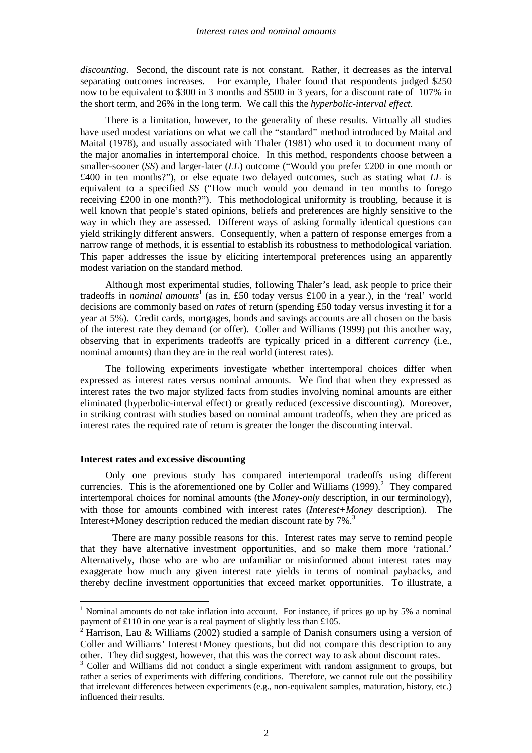*discounting*. Second, the discount rate is not constant. Rather, it decreases as the interval separating outcomes increases. For example, Thaler found that respondents judged \$250 now to be equivalent to \$300 in 3 months and \$500 in 3 years, for a discount rate of 107% in the short term, and 26% in the long term. We call this the *hyperbolic-interval effect*.

There is a limitation, however, to the generality of these results. Virtually all studies have used modest variations on what we call the "standard" method introduced by Maital and Maital (1978), and usually associated with Thaler (1981) who used it to document many of the major anomalies in intertemporal choice. In this method, respondents choose between a smaller-sooner (*SS*) and larger-later (*LL*) outcome ("Would you prefer £200 in one month or £400 in ten months?"), or else equate two delayed outcomes, such as stating what *LL* is equivalent to a specified *SS* ("How much would you demand in ten months to forego receiving £200 in one month?"). This methodological uniformity is troubling, because it is well known that people's stated opinions, beliefs and preferences are highly sensitive to the way in which they are assessed. Different ways of asking formally identical questions can yield strikingly different answers. Consequently, when a pattern of response emerges from a narrow range of methods, it is essential to establish its robustness to methodological variation. This paper addresses the issue by eliciting intertemporal preferences using an apparently modest variation on the standard method.

Although most experimental studies, following Thaler's lead, ask people to price their tradeoffs in *nominal amounts*[1] (as in, £50 today versus £100 in a year.), in the 'real' world decisions are commonly based on *rates* of return (spending £50 today versus investing it for a year at 5%). Credit cards, mortgages, bonds and savings accounts are all chosen on the basis of the interest rate they demand (or offer). Coller and Williams (1999) put this another way, observing that in experiments tradeoffs are typically priced in a different *currency* (i.e., nominal amounts) than they are in the real world (interest rates).

The following experiments investigate whether intertemporal choices differ when expressed as interest rates versus nominal amounts. We find that when they expressed as interest rates the two major stylized facts from studies involving nominal amounts are either eliminated (hyperbolic-interval effect) or greatly reduced (excessive discounting). Moreover, in striking contrast with studies based on nominal amount tradeoffs, when they are priced as interest rates the required rate of return is greater the longer the discounting interval.

**Interest rates and excessive discounting**

Only one previous study has compared intertemporal tradeoffs using different currencies. This is the aforementioned one by Coller and Williams (1999).[2] They compared intertemporal choices for nominal amounts (the *Money-only* description, in our terminology), with those for amounts combined with interest rates (*Interest+Money* description). The Interest+Money description reduced the median discount rate by 7%.[3]

There are many possible reasons for this. Interest rates may serve to remind people that they have alternative investment opportunities, and so make them more 'rational.' Alternatively, those who are who are unfamiliar or misinformed about interest rates may exaggerate how much any given interest rate yields in terms of nominal paybacks, and thereby decline investment opportunities that exceed market opportunities. To illustrate, a

---

[1] Nominal amounts do not take inflation into account. For instance, if prices go up by 5% a nominal payment of £110 in one year is a real payment of slightly less than £105.

[2] Harrison, Lau & Williams (2002) studied a sample of Danish consumers using a version of Coller and Williams' Interest+Money questions, but did not compare this description to any other. They did suggest, however, that this was the correct way to ask about discount rates.

[3] Coller and Williams did not conduct a single experiment with random assignment to groups, but rather a series of experiments with differing conditions. Therefore, we cannot rule out the possibility that irrelevant differences between experiments (e.g., non-equivalent samples, maturation, history, etc.) influenced their results.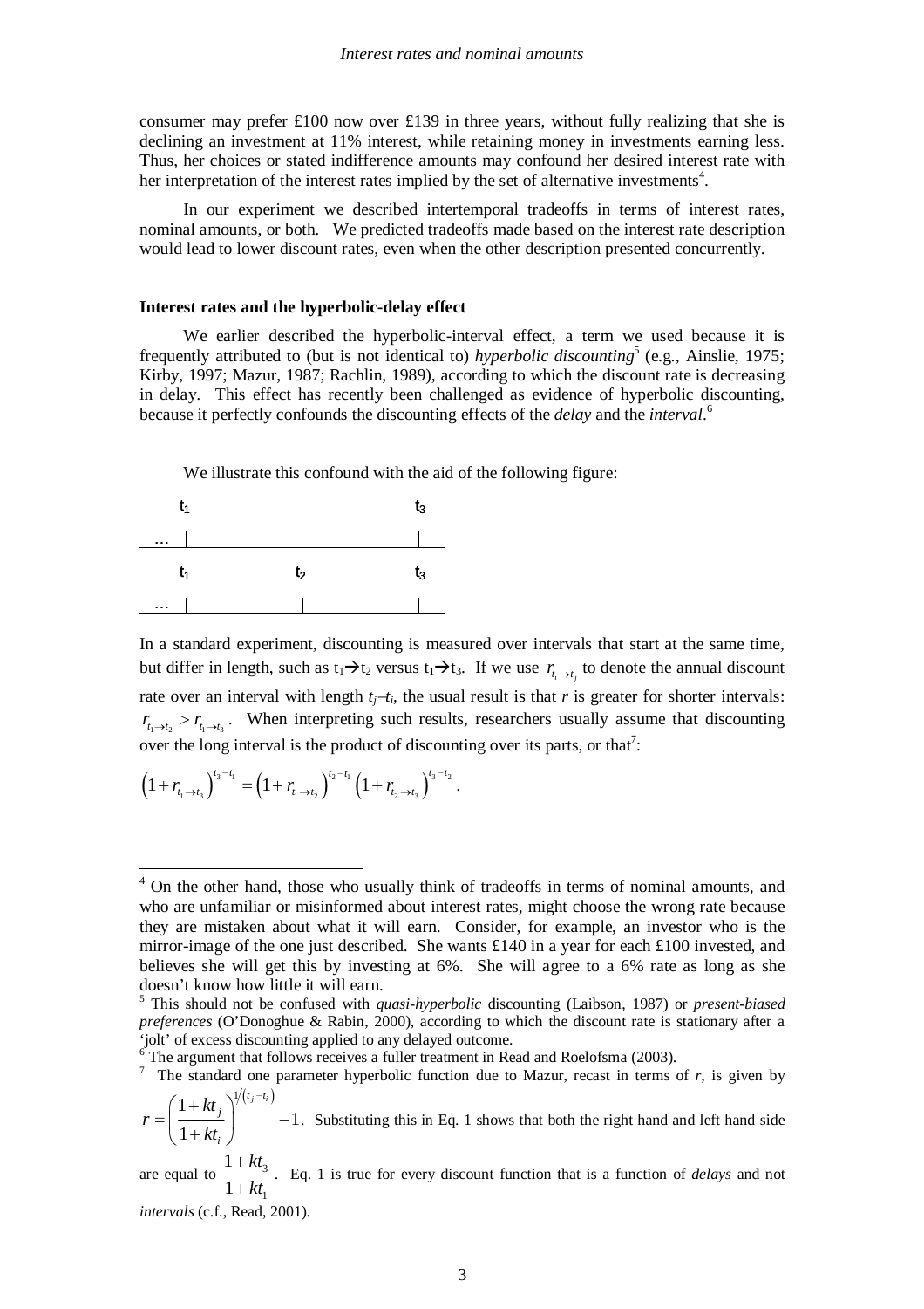consumer may prefer £100 now over £139 in three years, without fully realizing that she is declining an investment at 11% interest, while retaining money in investments earning less. Thus, her choices or stated indifference amounts may confound her desired interest rate with her interpretation of the interest rates implied by the set of alternative investments[4].

In our experiment we described intertemporal tradeoffs in terms of interest rates, nominal amounts, or both. We predicted tradeoffs made based on the interest rate description would lead to lower discount rates, even when the other description presented concurrently.

### Interest rates and the hyperbolic-delay effect

We earlier described the hyperbolic-interval effect, a term we used because it is frequently attributed to (but is not identical to) *hyperbolic discounting*[5] (e.g., Ainslie, 1975; Kirby, 1997; Mazur, 1987; Rachlin, 1989), according to which the discount rate is decreasing in delay. This effect has recently been challenged as evidence of hyperbolic discounting, because it perfectly confounds the discounting effects of the *delay* and the *interval*.[6]

We illustrate this confound with the aid of the following figure:

```
     t1                        t3
 ... |_________________________|___

     t1           t2           t3
 ... |____________|____________|___
```

In a standard experiment, discounting is measured over intervals that start at the same time, but differ in length, such as $t_1 \rightarrow t_2$ versus $t_1 \rightarrow t_3$. If we use $r_{t_i \rightarrow t_j}$ to denote the annual discount rate over an interval with length $t_j - t_i$, the usual result is that $r$ is greater for shorter intervals: $r_{t_1 \rightarrow t_2} > r_{t_1 \rightarrow t_3}$. When interpreting such results, researchers usually assume that discounting over the long interval is the product of discounting over its parts, or that[7]:

$$\left(1+r_{t_1 \rightarrow t_3}\right)^{t_3-t_1} = \left(1+r_{t_1 \rightarrow t_2}\right)^{t_2-t_1}\left(1+r_{t_2 \rightarrow t_3}\right)^{t_3-t_2}.$$

---

[4] On the other hand, those who usually think of tradeoffs in terms of nominal amounts, and who are unfamiliar or misinformed about interest rates, might choose the wrong rate because they are mistaken about what it will earn. Consider, for example, an investor who is the mirror-image of the one just described. She wants £140 in a year for each £100 invested, and believes she will get this by investing at 6%. She will agree to a 6% rate as long as she doesn't know how little it will earn.

[5] This should not be confused with *quasi-hyperbolic* discounting (Laibson, 1987) or *present-biased preferences* (O'Donoghue & Rabin, 2000), according to which the discount rate is stationary after a 'jolt' of excess discounting applied to any delayed outcome.

[6] The argument that follows receives a fuller treatment in Read and Roelofsma (2003).

[7] The standard one parameter hyperbolic function due to Mazur, recast in terms of $r$, is given by $r = \left(\frac{1+kt_j}{1+kt_i}\right)^{1/(t_j-t_i)} - 1$. Substituting this in Eq. 1 shows that both the right hand and left hand side are equal to $\frac{1+kt_3}{1+kt_1}$. Eq. 1 is true for every discount function that is a function of *delays* and not *intervals* (c.f., Read, 2001).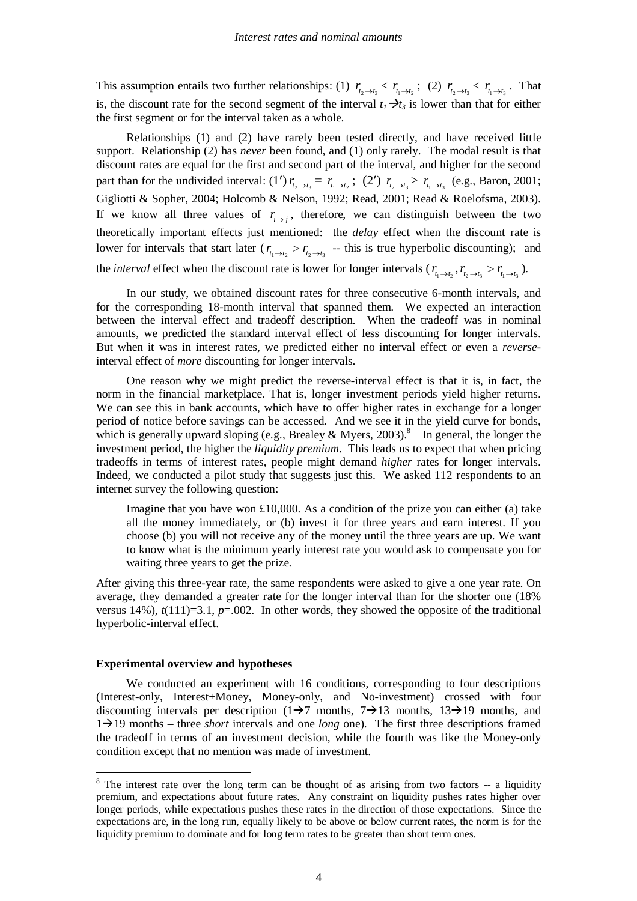This assumption entails two further relationships: (1) $r_{t_2 \to t_3} < r_{t_1 \to t_2}$; (2) $r_{t_2 \to t_3} < r_{t_1 \to t_3}$. That is, the discount rate for the second segment of the interval $t_1 \to t_3$ is lower than that for either the first segment or for the interval taken as a whole.

Relationships (1) and (2) have rarely been tested directly, and have received little support. Relationship (2) has *never* been found, and (1) only rarely. The modal result is that discount rates are equal for the first and second part of the interval, and higher for the second part than for the undivided interval: (1′) $r_{t_2 \to t_3} = r_{t_1 \to t_2}$; (2′) $r_{t_2 \to t_3} > r_{t_1 \to t_3}$ (e.g., Baron, 2001; Gigliotti & Sopher, 2004; Holcomb & Nelson, 1992; Read, 2001; Read & Roelofsma, 2003). If we know all three values of $r_{i \to j}$, therefore, we can distinguish between the two theoretically important effects just mentioned: the *delay* effect when the discount rate is lower for intervals that start later ($r_{t_1 \to t_2} > r_{t_2 \to t_3}$ -- this is true hyperbolic discounting); and the *interval* effect when the discount rate is lower for longer intervals ($r_{t_1 \to t_2}, r_{t_2 \to t_3} > r_{t_1 \to t_3}$).

In our study, we obtained discount rates for three consecutive 6-month intervals, and for the corresponding 18-month interval that spanned them. We expected an interaction between the interval effect and tradeoff description. When the tradeoff was in nominal amounts, we predicted the standard interval effect of less discounting for longer intervals. But when it was in interest rates, we predicted either no interval effect or even a *reverse*-interval effect of *more* discounting for longer intervals.

One reason why we might predict the reverse-interval effect is that it is, in fact, the norm in the financial marketplace. That is, longer investment periods yield higher returns. We can see this in bank accounts, which have to offer higher rates in exchange for a longer period of notice before savings can be accessed. And we see it in the yield curve for bonds, which is generally upward sloping (e.g., Brealey & Myers, 2003).[8] In general, the longer the investment period, the higher the *liquidity premium*. This leads us to expect that when pricing tradeoffs in terms of interest rates, people might demand *higher* rates for longer intervals. Indeed, we conducted a pilot study that suggests just this. We asked 112 respondents to an internet survey the following question:

> Imagine that you have won £10,000. As a condition of the prize you can either (a) take all the money immediately, or (b) invest it for three years and earn interest. If you choose (b) you will not receive any of the money until the three years are up. We want to know what is the minimum yearly interest rate you would ask to compensate you for waiting three years to get the prize.

After giving this three-year rate, the same respondents were asked to give a one year rate. On average, they demanded a greater rate for the longer interval than for the shorter one (18% versus 14%), $t(111)=3.1$, $p=.002$. In other words, they showed the opposite of the traditional hyperbolic-interval effect.

**Experimental overview and hypotheses**

We conducted an experiment with 16 conditions, corresponding to four descriptions (Interest-only, Interest+Money, Money-only, and No-investment) crossed with four discounting intervals per description (1→7 months, 7→13 months, 13→19 months, and 1→19 months – three *short* intervals and one *long* one). The first three descriptions framed the tradeoff in terms of an investment decision, while the fourth was like the Money-only condition except that no mention was made of investment.

---

[8] The interest rate over the long term can be thought of as arising from two factors -- a liquidity premium, and expectations about future rates. Any constraint on liquidity pushes rates higher over longer periods, while expectations pushes these rates in the direction of those expectations. Since the expectations are, in the long run, equally likely to be above or below current rates, the norm is for the liquidity premium to dominate and for long term rates to be greater than short term ones.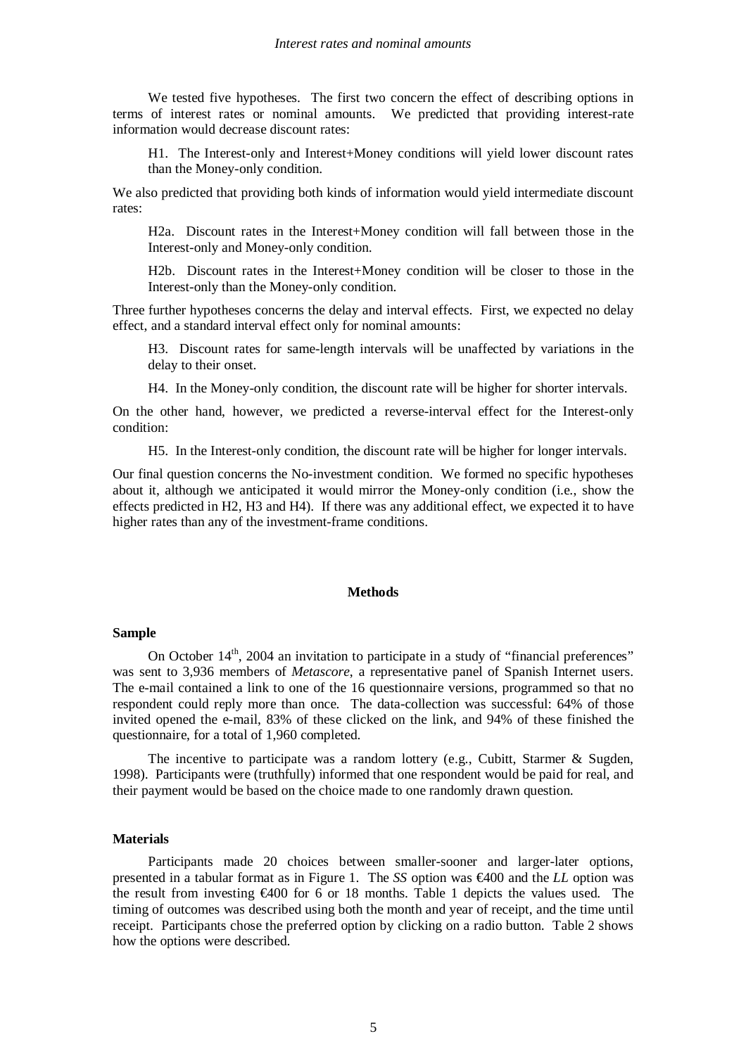We tested five hypotheses. The first two concern the effect of describing options in terms of interest rates or nominal amounts. We predicted that providing interest-rate information would decrease discount rates:

> H1. The Interest-only and Interest+Money conditions will yield lower discount rates than the Money-only condition.

We also predicted that providing both kinds of information would yield intermediate discount rates:

> H2a. Discount rates in the Interest+Money condition will fall between those in the Interest-only and Money-only condition.
>
> H2b. Discount rates in the Interest+Money condition will be closer to those in the Interest-only than the Money-only condition.

Three further hypotheses concerns the delay and interval effects. First, we expected no delay effect, and a standard interval effect only for nominal amounts:

> H3. Discount rates for same-length intervals will be unaffected by variations in the delay to their onset.
>
> H4. In the Money-only condition, the discount rate will be higher for shorter intervals.

On the other hand, however, we predicted a reverse-interval effect for the Interest-only condition:

> H5. In the Interest-only condition, the discount rate will be higher for longer intervals.

Our final question concerns the No-investment condition. We formed no specific hypotheses about it, although we anticipated it would mirror the Money-only condition (i.e., show the effects predicted in H2, H3 and H4). If there was any additional effect, we expected it to have higher rates than any of the investment-frame conditions.

## Methods

### Sample

On October 14th, 2004 an invitation to participate in a study of "financial preferences" was sent to 3,936 members of *Metascore*, a representative panel of Spanish Internet users. The e-mail contained a link to one of the 16 questionnaire versions, programmed so that no respondent could reply more than once. The data-collection was successful: 64% of those invited opened the e-mail, 83% of these clicked on the link, and 94% of these finished the questionnaire, for a total of 1,960 completed.

The incentive to participate was a random lottery (e.g., Cubitt, Starmer & Sugden, 1998). Participants were (truthfully) informed that one respondent would be paid for real, and their payment would be based on the choice made to one randomly drawn question.

### Materials

Participants made 20 choices between smaller-sooner and larger-later options, presented in a tabular format as in Figure 1. The *SS* option was €400 and the *LL* option was the result from investing €400 for 6 or 18 months. Table 1 depicts the values used. The timing of outcomes was described using both the month and year of receipt, and the time until receipt. Participants chose the preferred option by clicking on a radio button. Table 2 shows how the options were described.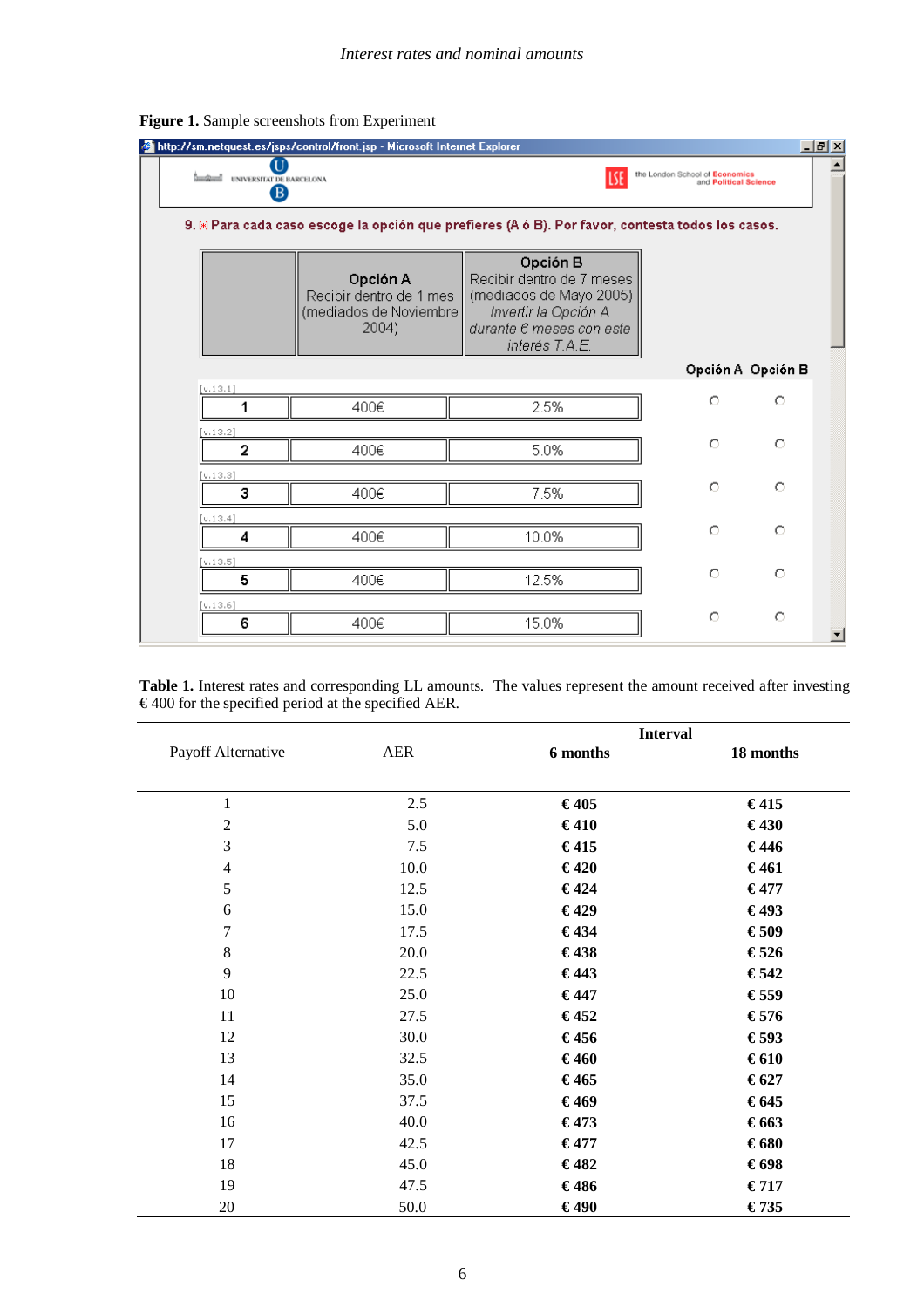**Figure 1.** Sample screenshots from Experiment

9. Para cada caso escoge la opción que prefieres (A ó B). Por favor, contesta todos los casos.

| | **Opción A** Recibir dentro de 1 mes (mediados de Noviembre 2004) | **Opción B** Recibir dentro de 7 meses (mediados de Mayo 2005) *Invertir la Opción A durante 6 meses con este interés T.A.E.* | Opción A | Opción B |
|---|---|---|---|---|
| 1 | 400€ | 2.5% | ○ | ○ |
| 2 | 400€ | 5.0% | ○ | ○ |
| 3 | 400€ | 7.5% | ○ | ○ |
| 4 | 400€ | 10.0% | ○ | ○ |
| 5 | 400€ | 12.5% | ○ | ○ |
| 6 | 400€ | 15.0% | ○ | ○ |

**Table 1.** Interest rates and corresponding LL amounts. The values represent the amount received after investing € 400 for the specified period at the specified AER.

| Payoff Alternative | AER | Interval | |
|---|---|---|---|
| | | **6 months** | **18 months** |
| 1 | 2.5 | **€ 405** | **€ 415** |
| 2 | 5.0 | **€ 410** | **€ 430** |
| 3 | 7.5 | **€ 415** | **€ 446** |
| 4 | 10.0 | **€ 420** | **€ 461** |
| 5 | 12.5 | **€ 424** | **€ 477** |
| 6 | 15.0 | **€ 429** | **€ 493** |
| 7 | 17.5 | **€ 434** | **€ 509** |
| 8 | 20.0 | **€ 438** | **€ 526** |
| 9 | 22.5 | **€ 443** | **€ 542** |
| 10 | 25.0 | **€ 447** | **€ 559** |
| 11 | 27.5 | **€ 452** | **€ 576** |
| 12 | 30.0 | **€ 456** | **€ 593** |
| 13 | 32.5 | **€ 460** | **€ 610** |
| 14 | 35.0 | **€ 465** | **€ 627** |
| 15 | 37.5 | **€ 469** | **€ 645** |
| 16 | 40.0 | **€ 473** | **€ 663** |
| 17 | 42.5 | **€ 477** | **€ 680** |
| 18 | 45.0 | **€ 482** | **€ 698** |
| 19 | 47.5 | **€ 486** | **€ 717** |
| 20 | 50.0 | **€ 490** | **€ 735** |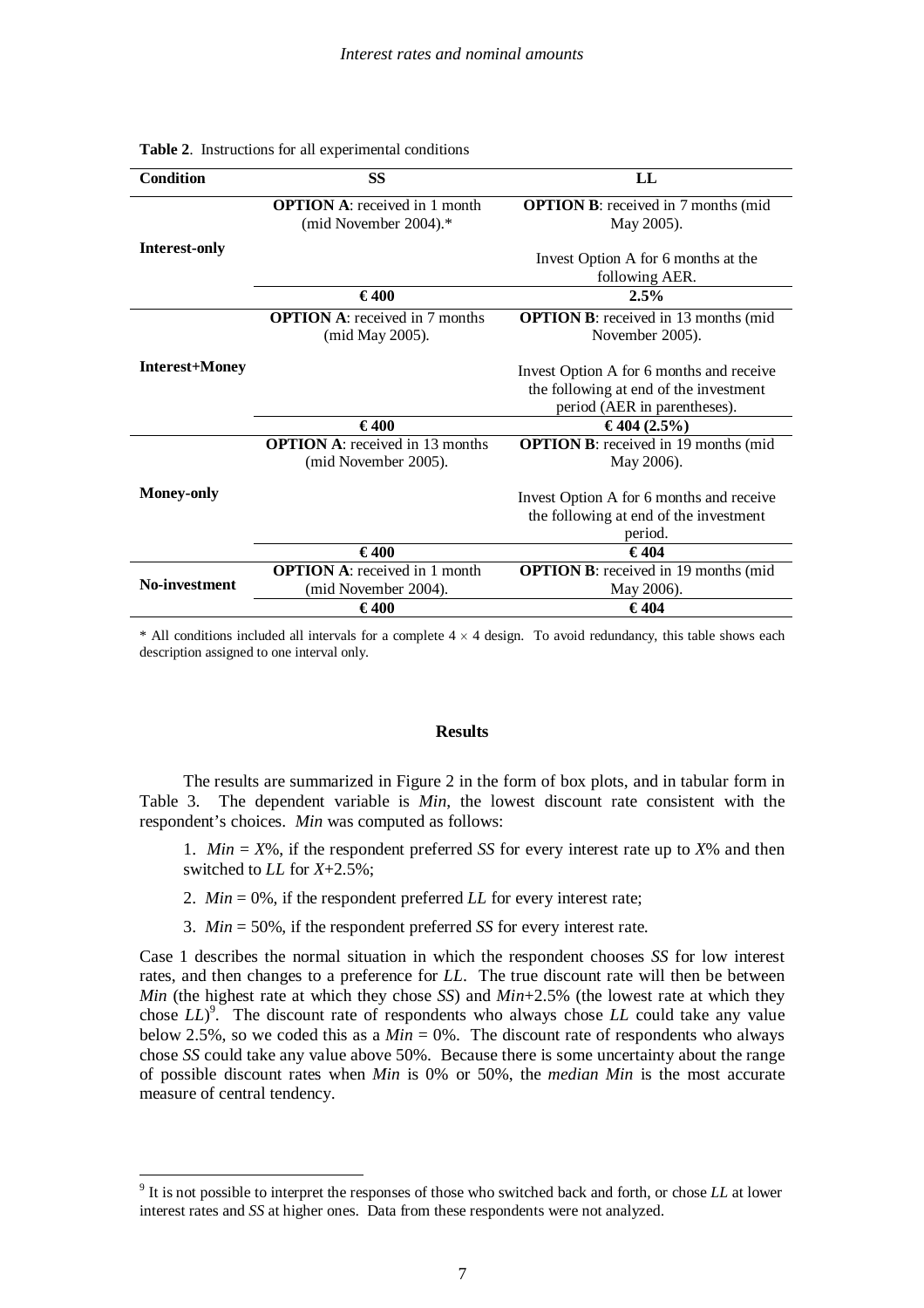**Table 2**. Instructions for all experimental conditions

| Condition | SS | LL |
|---|---|---|
| Interest-only | **OPTION A**: received in 1 month (mid November 2004).* | **OPTION B**: received in 7 months (mid May 2005). Invest Option A for 6 months at the following AER. |
| | **€400** | **2.5%** |
| Interest+Money | **OPTION A**: received in 7 months (mid May 2005). | **OPTION B**: received in 13 months (mid November 2005). Invest Option A for 6 months and receive the following at end of the investment period (AER in parentheses). |
| | **€400** | **€404 (2.5%)** |
| Money-only | **OPTION A**: received in 13 months (mid November 2005). | **OPTION B**: received in 19 months (mid May 2006). Invest Option A for 6 months and receive the following at end of the investment period. |
| | **€400** | **€404** |
| No-investment | **OPTION A**: received in 1 month (mid November 2004). | **OPTION B**: received in 19 months (mid May 2006). |
| | **€400** | **€404** |

\* All conditions included all intervals for a complete $4 \times 4$ design. To avoid redundancy, this table shows each description assigned to one interval only.

## Results

The results are summarized in Figure 2 in the form of box plots, and in tabular form in Table 3. The dependent variable is *Min*, the lowest discount rate consistent with the respondent's choices. *Min* was computed as follows:

1. *Min* = *X*%, if the respondent preferred *SS* for every interest rate up to *X*% and then switched to *LL* for *X*+2.5%;

2. *Min* = 0%, if the respondent preferred *LL* for every interest rate;

3. *Min* = 50%, if the respondent preferred *SS* for every interest rate.

Case 1 describes the normal situation in which the respondent chooses *SS* for low interest rates, and then changes to a preference for *LL*. The true discount rate will then be between *Min* (the highest rate at which they chose *SS*) and *Min*+2.5% (the lowest rate at which they chose *LL*)[9]. The discount rate of respondents who always chose *LL* could take any value below 2.5%, so we coded this as a *Min* = 0%. The discount rate of respondents who always chose *SS* could take any value above 50%. Because there is some uncertainty about the range of possible discount rates when *Min* is 0% or 50%, the *median Min* is the most accurate measure of central tendency.

[9] It is not possible to interpret the responses of those who switched back and forth, or chose *LL* at lower interest rates and *SS* at higher ones. Data from these respondents were not analyzed.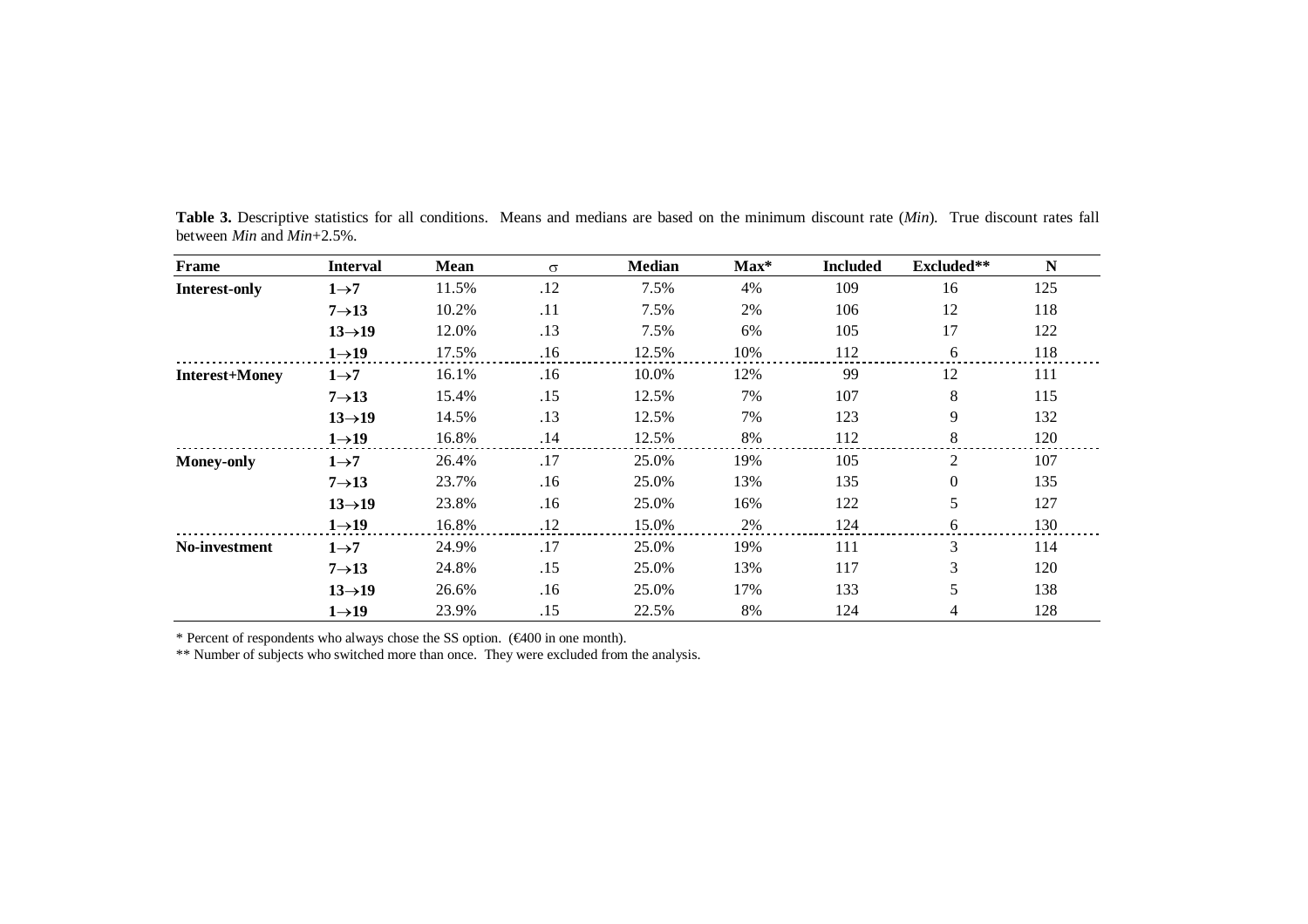**Table 3.** Descriptive statistics for all conditions. Means and medians are based on the minimum discount rate (*Min*). True discount rates fall between *Min* and *Min*+2.5%.

| Frame | Interval | Mean | σ | Median | Max* | Included | Excluded** | N |
|---|---|---|---|---|---|---|---|---|
| **Interest-only** | **1→7** | 11.5% | .12 | 7.5% | 4% | 109 | 16 | 125 |
| | **7→13** | 10.2% | .11 | 7.5% | 2% | 106 | 12 | 118 |
| | **13→19** | 12.0% | .13 | 7.5% | 6% | 105 | 17 | 122 |
| | **1→19** | 17.5% | .16 | 12.5% | 10% | 112 | 6 | 118 |
| **Interest+Money** | **1→7** | 16.1% | .16 | 10.0% | 12% | 99 | 12 | 111 |
| | **7→13** | 15.4% | .15 | 12.5% | 7% | 107 | 8 | 115 |
| | **13→19** | 14.5% | .13 | 12.5% | 7% | 123 | 9 | 132 |
| | **1→19** | 16.8% | .14 | 12.5% | 8% | 112 | 8 | 120 |
| **Money-only** | **1→7** | 26.4% | .17 | 25.0% | 19% | 105 | 2 | 107 |
| | **7→13** | 23.7% | .16 | 25.0% | 13% | 135 | 0 | 135 |
| | **13→19** | 23.8% | .16 | 25.0% | 16% | 122 | 5 | 127 |
| | **1→19** | 16.8% | .12 | 15.0% | 2% | 124 | 6 | 130 |
| **No-investment** | **1→7** | 24.9% | .17 | 25.0% | 19% | 111 | 3 | 114 |
| | **7→13** | 24.8% | .15 | 25.0% | 13% | 117 | 3 | 120 |
| | **13→19** | 26.6% | .16 | 25.0% | 17% | 133 | 5 | 138 |
| | **1→19** | 23.9% | .15 | 22.5% | 8% | 124 | 4 | 128 |

* Percent of respondents who always chose the SS option. (€400 in one month).

** Number of subjects who switched more than once. They were excluded from the analysis.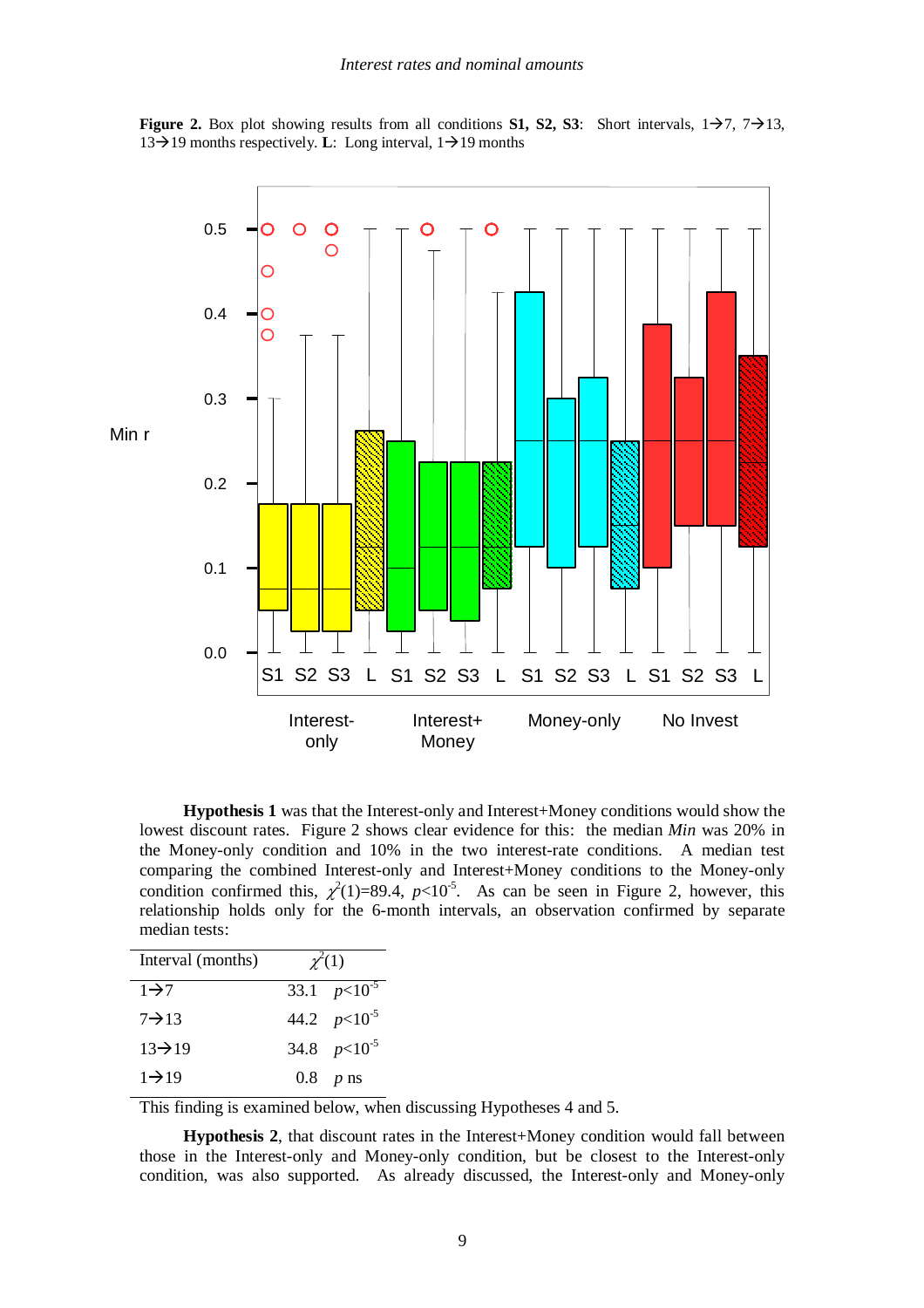**Figure 2.** Box plot showing results from all conditions **S1, S2, S3**: Short intervals, 1→7, 7→13, 13→19 months respectively. **L**: Long interval, 1→19 months

**Hypothesis 1** was that the Interest-only and Interest+Money conditions would show the lowest discount rates. Figure 2 shows clear evidence for this: the median *Min* was 20% in the Money-only condition and 10% in the two interest-rate conditions. A median test comparing the combined Interest-only and Interest+Money conditions to the Money-only condition confirmed this, $\chi^2(1)=89.4$, $p<10^{-5}$. As can be seen in Figure 2, however, this relationship holds only for the 6-month intervals, an observation confirmed by separate median tests:

| Interval (months) | $\chi^2(1)$ | |
|---|---|---|
| 1→7 | 33.1 | $p<10^{-5}$ |
| 7→13 | 44.2 | $p<10^{-5}$ |
| 13→19 | 34.8 | $p<10^{-5}$ |
| 1→19 | 0.8 | $p$ ns |

This finding is examined below, when discussing Hypotheses 4 and 5.

**Hypothesis 2**, that discount rates in the Interest+Money condition would fall between those in the Interest-only and Money-only condition, but be closest to the Interest-only condition, was also supported. As already discussed, the Interest-only and Money-only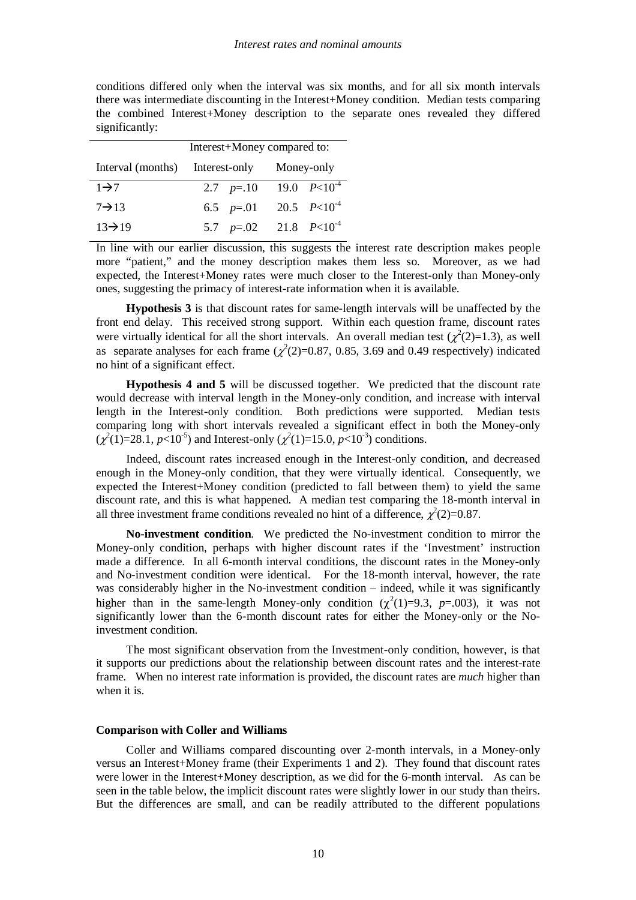conditions differed only when the interval was six months, and for all six month intervals there was intermediate discounting in the Interest+Money condition. Median tests comparing the combined Interest+Money description to the separate ones revealed they differed significantly:

| | Interest+Money compared to: | | | |
|---|---|---|---|---|
| Interval (months) | Interest-only | | Money-only | |
| 1→7 | 2.7 | $p$=.10 | 19.0 | $P<10^{-4}$ |
| 7→13 | 6.5 | $p$=.01 | 20.5 | $P<10^{-4}$ |
| 13→19 | 5.7 | $p$=.02 | 21.8 | $P<10^{-4}$ |

In line with our earlier discussion, this suggests the interest rate description makes people more "patient," and the money description makes them less so. Moreover, as we had expected, the Interest+Money rates were much closer to the Interest-only than Money-only ones, suggesting the primacy of interest-rate information when it is available.

**Hypothesis 3** is that discount rates for same-length intervals will be unaffected by the front end delay. This received strong support. Within each question frame, discount rates were virtually identical for all the short intervals. An overall median test ($\chi^2(2)$=1.3), as well as separate analyses for each frame ($\chi^2(2)$=0.87, 0.85, 3.69 and 0.49 respectively) indicated no hint of a significant effect.

**Hypothesis 4 and 5** will be discussed together. We predicted that the discount rate would decrease with interval length in the Money-only condition, and increase with interval length in the Interest-only condition. Both predictions were supported. Median tests comparing long with short intervals revealed a significant effect in both the Money-only ($\chi^2(1)$=28.1, $p<10^{-5}$) and Interest-only ($\chi^2(1)$=15.0, $p<10^{-3}$) conditions.

Indeed, discount rates increased enough in the Interest-only condition, and decreased enough in the Money-only condition, that they were virtually identical. Consequently, we expected the Interest+Money condition (predicted to fall between them) to yield the same discount rate, and this is what happened. A median test comparing the 18-month interval in all three investment frame conditions revealed no hint of a difference, $\chi^2(2)$=0.87.

**No-investment condition**. We predicted the No-investment condition to mirror the Money-only condition, perhaps with higher discount rates if the 'Investment' instruction made a difference. In all 6-month interval conditions, the discount rates in the Money-only and No-investment condition were identical. For the 18-month interval, however, the rate was considerably higher in the No-investment condition – indeed, while it was significantly higher than in the same-length Money-only condition ($\chi^2(1)$=9.3, $p$=.003), it was not significantly lower than the 6-month discount rates for either the Money-only or the No-investment condition.

The most significant observation from the Investment-only condition, however, is that it supports our predictions about the relationship between discount rates and the interest-rate frame. When no interest rate information is provided, the discount rates are *much* higher than when it is.

**Comparison with Coller and Williams**

Coller and Williams compared discounting over 2-month intervals, in a Money-only versus an Interest+Money frame (their Experiments 1 and 2). They found that discount rates were lower in the Interest+Money description, as we did for the 6-month interval. As can be seen in the table below, the implicit discount rates were slightly lower in our study than theirs. But the differences are small, and can be readily attributed to the different populations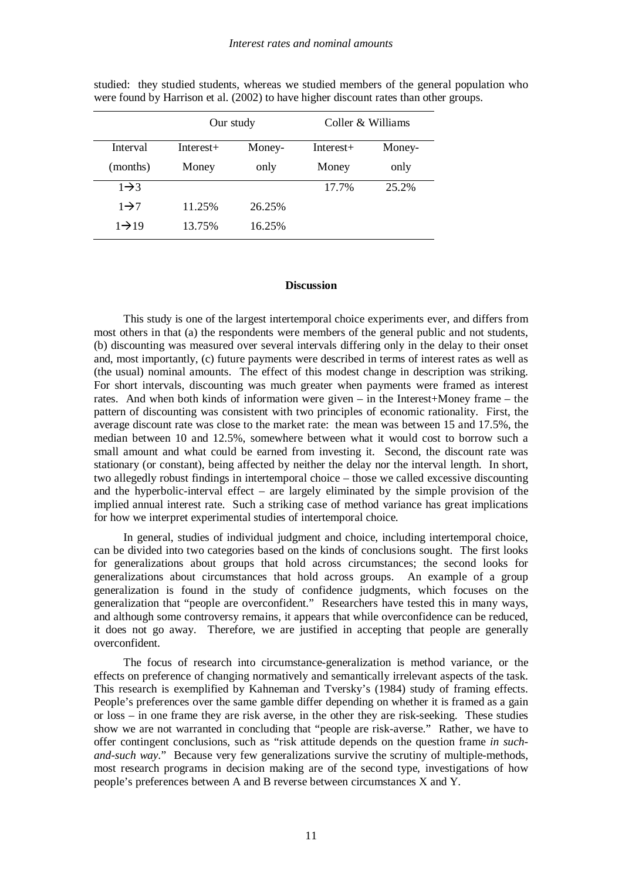studied: they studied students, whereas we studied members of the general population who were found by Harrison et al. (2002) to have higher discount rates than other groups.

| | Our study | | Coller & Williams | |
|---|---|---|---|---|
| Interval (months) | Interest+ Money | Money-only | Interest+ Money | Money-only |
| 1→3 | | | 17.7% | 25.2% |
| 1→7 | 11.25% | 26.25% | | |
| 1→19 | 13.75% | 16.25% | | |

**Discussion**

This study is one of the largest intertemporal choice experiments ever, and differs from most others in that (a) the respondents were members of the general public and not students, (b) discounting was measured over several intervals differing only in the delay to their onset and, most importantly, (c) future payments were described in terms of interest rates as well as (the usual) nominal amounts. The effect of this modest change in description was striking. For short intervals, discounting was much greater when payments were framed as interest rates. And when both kinds of information were given – in the Interest+Money frame – the pattern of discounting was consistent with two principles of economic rationality. First, the average discount rate was close to the market rate: the mean was between 15 and 17.5%, the median between 10 and 12.5%, somewhere between what it would cost to borrow such a small amount and what could be earned from investing it. Second, the discount rate was stationary (or constant), being affected by neither the delay nor the interval length. In short, two allegedly robust findings in intertemporal choice – those we called excessive discounting and the hyperbolic-interval effect – are largely eliminated by the simple provision of the implied annual interest rate. Such a striking case of method variance has great implications for how we interpret experimental studies of intertemporal choice.

In general, studies of individual judgment and choice, including intertemporal choice, can be divided into two categories based on the kinds of conclusions sought. The first looks for generalizations about groups that hold across circumstances; the second looks for generalizations about circumstances that hold across groups. An example of a group generalization is found in the study of confidence judgments, which focuses on the generalization that "people are overconfident." Researchers have tested this in many ways, and although some controversy remains, it appears that while overconfidence can be reduced, it does not go away. Therefore, we are justified in accepting that people are generally overconfident.

The focus of research into circumstance-generalization is method variance, or the effects on preference of changing normatively and semantically irrelevant aspects of the task. This research is exemplified by Kahneman and Tversky's (1984) study of framing effects. People's preferences over the same gamble differ depending on whether it is framed as a gain or loss – in one frame they are risk averse, in the other they are risk-seeking. These studies show we are not warranted in concluding that "people are risk-averse." Rather, we have to offer contingent conclusions, such as "risk attitude depends on the question frame *in such-and-such way*." Because very few generalizations survive the scrutiny of multiple-methods, most research programs in decision making are of the second type, investigations of how people's preferences between A and B reverse between circumstances X and Y.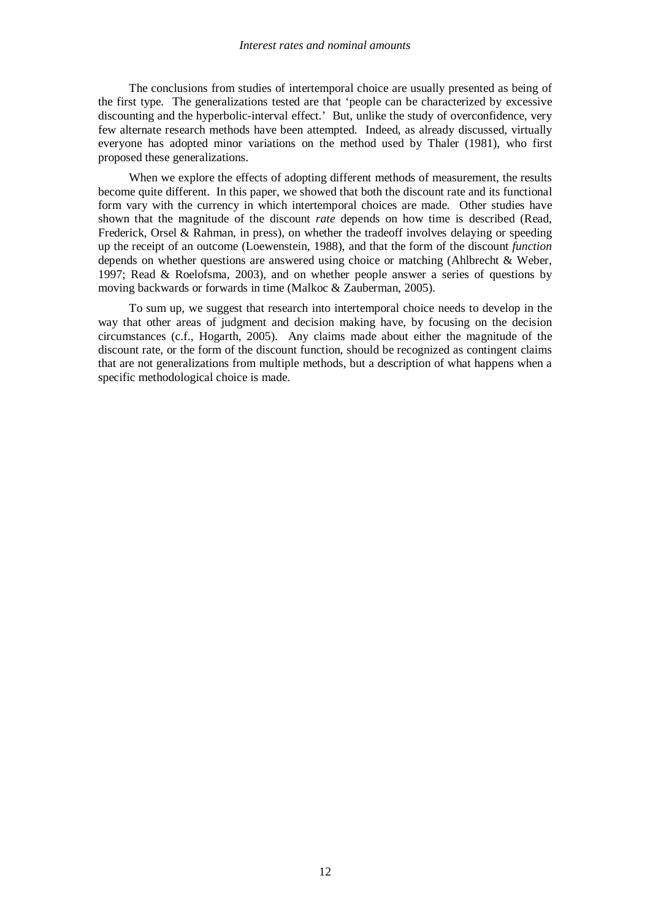The conclusions from studies of intertemporal choice are usually presented as being of the first type. The generalizations tested are that 'people can be characterized by excessive discounting and the hyperbolic-interval effect.' But, unlike the study of overconfidence, very few alternate research methods have been attempted. Indeed, as already discussed, virtually everyone has adopted minor variations on the method used by Thaler (1981), who first proposed these generalizations.

When we explore the effects of adopting different methods of measurement, the results become quite different. In this paper, we showed that both the discount rate and its functional form vary with the currency in which intertemporal choices are made. Other studies have shown that the magnitude of the discount *rate* depends on how time is described (Read, Frederick, Orsel & Rahman, in press), on whether the tradeoff involves delaying or speeding up the receipt of an outcome (Loewenstein, 1988), and that the form of the discount *function* depends on whether questions are answered using choice or matching (Ahlbrecht & Weber, 1997; Read & Roelofsma, 2003), and on whether people answer a series of questions by moving backwards or forwards in time (Malkoc & Zauberman, 2005).

To sum up, we suggest that research into intertemporal choice needs to develop in the way that other areas of judgment and decision making have, by focusing on the decision circumstances (c.f., Hogarth, 2005). Any claims made about either the magnitude of the discount rate, or the form of the discount function, should be recognized as contingent claims that are not generalizations from multiple methods, but a description of what happens when a specific methodological choice is made.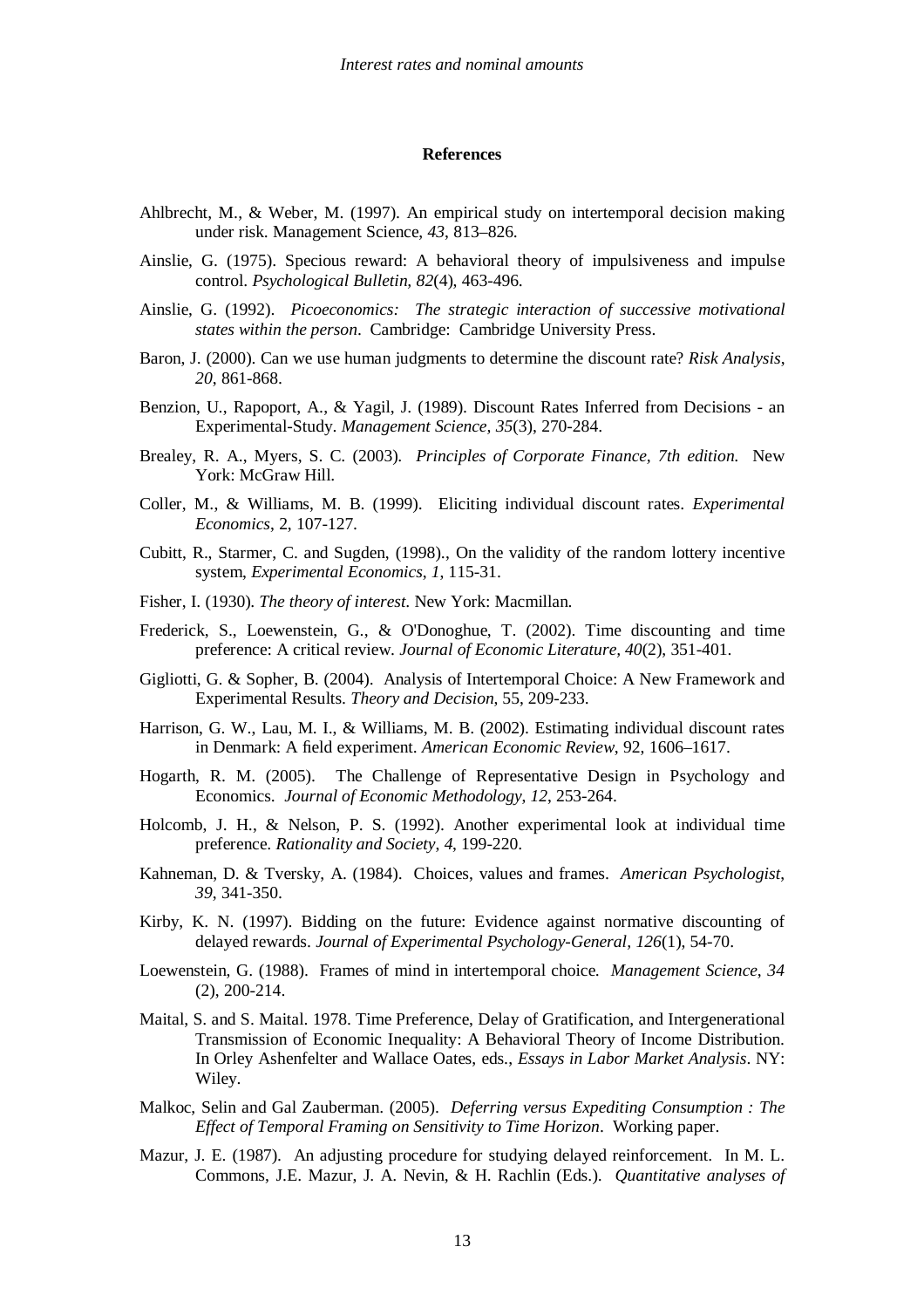## References

Ahlbrecht, M., & Weber, M. (1997). An empirical study on intertemporal decision making under risk. Management Science, *43*, 813–826.

Ainslie, G. (1975). Specious reward: A behavioral theory of impulsiveness and impulse control. *Psychological Bulletin, 82*(4), 463-496.

Ainslie, G. (1992). *Picoeconomics: The strategic interaction of successive motivational states within the person*. Cambridge: Cambridge University Press.

Baron, J. (2000). Can we use human judgments to determine the discount rate? *Risk Analysis*, *20*, 861-868.

Benzion, U., Rapoport, A., & Yagil, J. (1989). Discount Rates Inferred from Decisions - an Experimental-Study. *Management Science, 35*(3), 270-284.

Brealey, R. A., Myers, S. C. (2003). *Principles of Corporate Finance, 7th edition.* New York: McGraw Hill.

Coller, M., & Williams, M. B. (1999). Eliciting individual discount rates. *Experimental Economics*, 2, 107-127.

Cubitt, R., Starmer, C. and Sugden, (1998)., On the validity of the random lottery incentive system, *Experimental Economics*, *1*, 115-31.

Fisher, I. (1930). *The theory of interest*. New York: Macmillan.

Frederick, S., Loewenstein, G., & O'Donoghue, T. (2002). Time discounting and time preference: A critical review. *Journal of Economic Literature, 40*(2), 351-401.

Gigliotti, G. & Sopher, B. (2004). Analysis of Intertemporal Choice: A New Framework and Experimental Results. *Theory and Decision*, 55, 209-233.

Harrison, G. W., Lau, M. I., & Williams, M. B. (2002). Estimating individual discount rates in Denmark: A field experiment. *American Economic Review*, 92, 1606–1617.

Hogarth, R. M. (2005). The Challenge of Representative Design in Psychology and Economics. *Journal of Economic Methodology*, *12*, 253-264.

Holcomb, J. H., & Nelson, P. S. (1992). Another experimental look at individual time preference. *Rationality and Society*, *4*, 199-220.

Kahneman, D. & Tversky, A. (1984). Choices, values and frames. *American Psychologist*, *39*, 341-350.

Kirby, K. N. (1997). Bidding on the future: Evidence against normative discounting of delayed rewards. *Journal of Experimental Psychology-General, 126*(1), 54-70.

Loewenstein, G. (1988). Frames of mind in intertemporal choice. *Management Science, 34* (2), 200-214.

Maital, S. and S. Maital. 1978. Time Preference, Delay of Gratification, and Intergenerational Transmission of Economic Inequality: A Behavioral Theory of Income Distribution. In Orley Ashenfelter and Wallace Oates, eds., *Essays in Labor Market Analysis*. NY: Wiley.

Malkoc, Selin and Gal Zauberman. (2005). *Deferring versus Expediting Consumption : The Effect of Temporal Framing on Sensitivity to Time Horizon*. Working paper.

Mazur, J. E. (1987). An adjusting procedure for studying delayed reinforcement. In M. L. Commons, J.E. Mazur, J. A. Nevin, & H. Rachlin (Eds.). *Quantitative analyses of*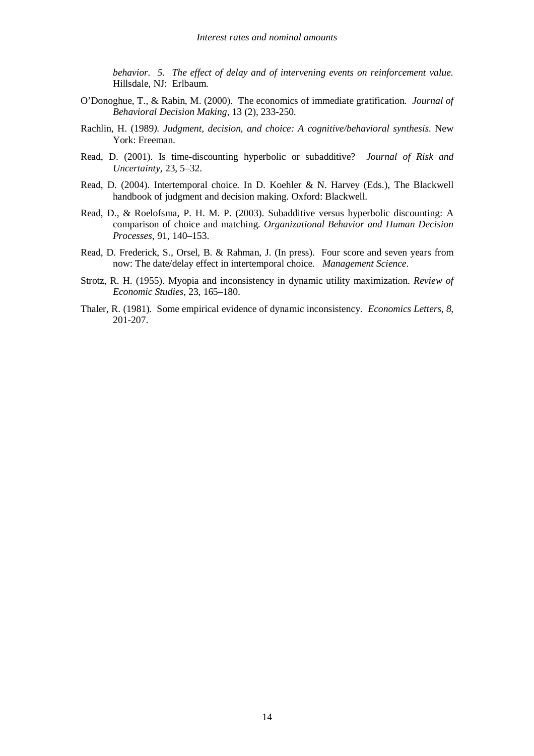*behavior. 5. The effect of delay and of intervening events on reinforcement value.* Hillsdale, NJ: Erlbaum.

O'Donoghue, T., & Rabin, M. (2000). The economics of immediate gratification. *Journal of Behavioral Decision Making*, 13 (2), 233-250.

Rachlin, H. (1989*). Judgment, decision, and choice: A cognitive/behavioral synthesis.* New York: Freeman.

Read, D. (2001). Is time-discounting hyperbolic or subadditive? *Journal of Risk and Uncertainty*, 23, 5–32.

Read, D. (2004). Intertemporal choice. In D. Koehler & N. Harvey (Eds.), The Blackwell handbook of judgment and decision making. Oxford: Blackwell.

Read, D., & Roelofsma, P. H. M. P. (2003). Subadditive versus hyperbolic discounting: A comparison of choice and matching. *Organizational Behavior and Human Decision Processes*, 91, 140–153.

Read, D. Frederick, S., Orsel, B. & Rahman, J. (In press). Four score and seven years from now: The date/delay effect in intertemporal choice. *Management Science*.

Strotz, R. H. (1955). Myopia and inconsistency in dynamic utility maximization. *Review of Economic Studies*, 23, 165–180.

Thaler, R. (1981). Some empirical evidence of dynamic inconsistency. *Economics Letters*, *8*, 201-207.